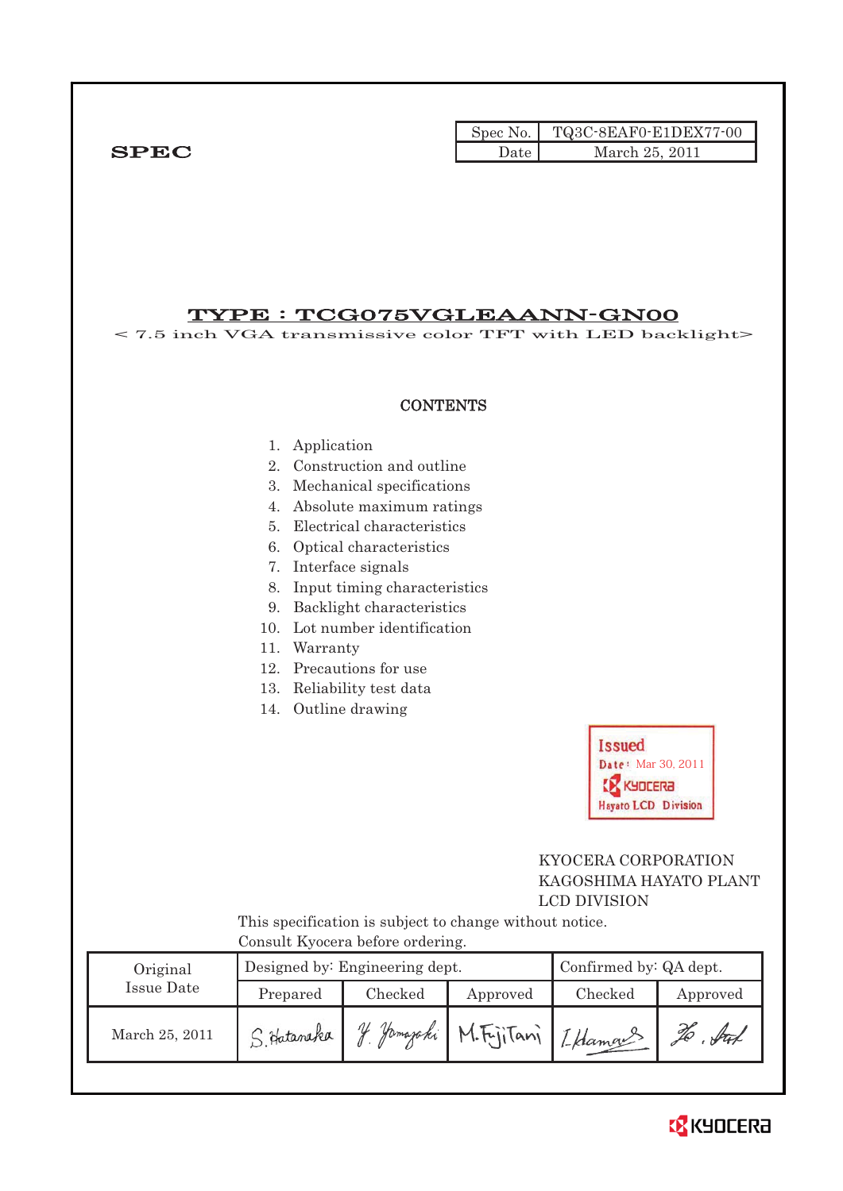| Spec No. | TQ3C-8EAF0-E1DEX77-00 |
|---|---|
| Date | March 25, 2011 |

**SPEC**

# TYPE : TCG075VGLEAANN-GN00

< 7.5 inch VGA transmissive color TFT with LED backlight>

## CONTENTS

1. Application
2. Construction and outline
3. Mechanical specifications
4. Absolute maximum ratings
5. Electrical characteristics
6. Optical characteristics
7. Interface signals
8. Input timing characteristics
9. Backlight characteristics
10. Lot number identification
11. Warranty
12. Precautions for use
13. Reliability test data
14. Outline drawing

Issued
Date: Mar 30, 2011
KYOCERA
Hayato LCD Division

KYOCERA CORPORATION
KAGOSHIMA HAYATO PLANT
LCD DIVISION

This specification is subject to change without notice.
Consult Kyocera before ordering.

| Original Issue Date | Designed by: Engineering dept. | | | Confirmed by: QA dept. | |
|---|---|---|---|---|---|
| | Prepared | Checked | Approved | Checked | Approved |
| March 25, 2011 | S. Hataraka | Y. Yamazaki | M. Fujitani | I. Hamada | Ho. Sat |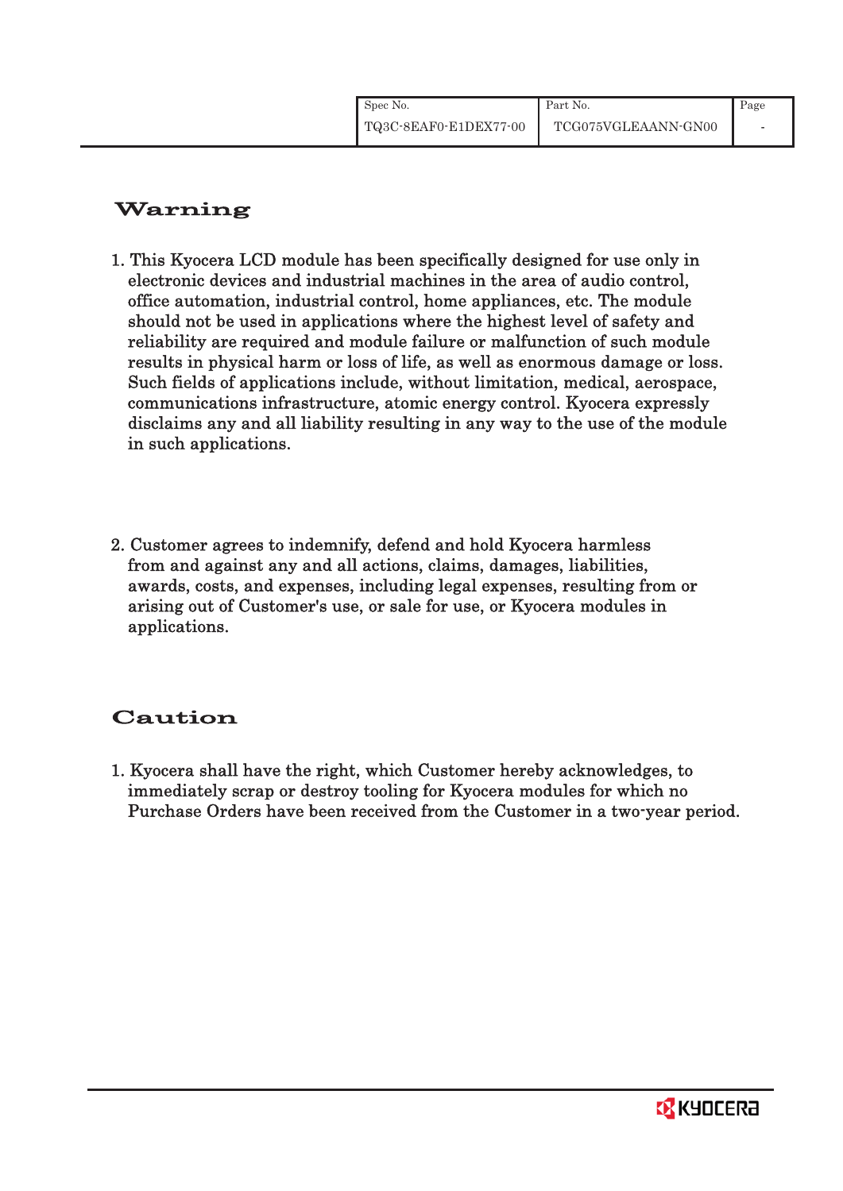# Warning

1. This Kyocera LCD module has been specifically designed for use only in electronic devices and industrial machines in the area of audio control, office automation, industrial control, home appliances, etc. The module should not be used in applications where the highest level of safety and reliability are required and module failure or malfunction of such module results in physical harm or loss of life, as well as enormous damage or loss. Such fields of applications include, without limitation, medical, aerospace, communications infrastructure, atomic energy control. Kyocera expressly disclaims any and all liability resulting in any way to the use of the module in such applications.

2. Customer agrees to indemnify, defend and hold Kyocera harmless from and against any and all actions, claims, damages, liabilities, awards, costs, and expenses, including legal expenses, resulting from or arising out of Customer's use, or sale for use, or Kyocera modules in applications.

# Caution

1. Kyocera shall have the right, which Customer hereby acknowledges, to immediately scrap or destroy tooling for Kyocera modules for which no Purchase Orders have been received from the Customer in a two-year period.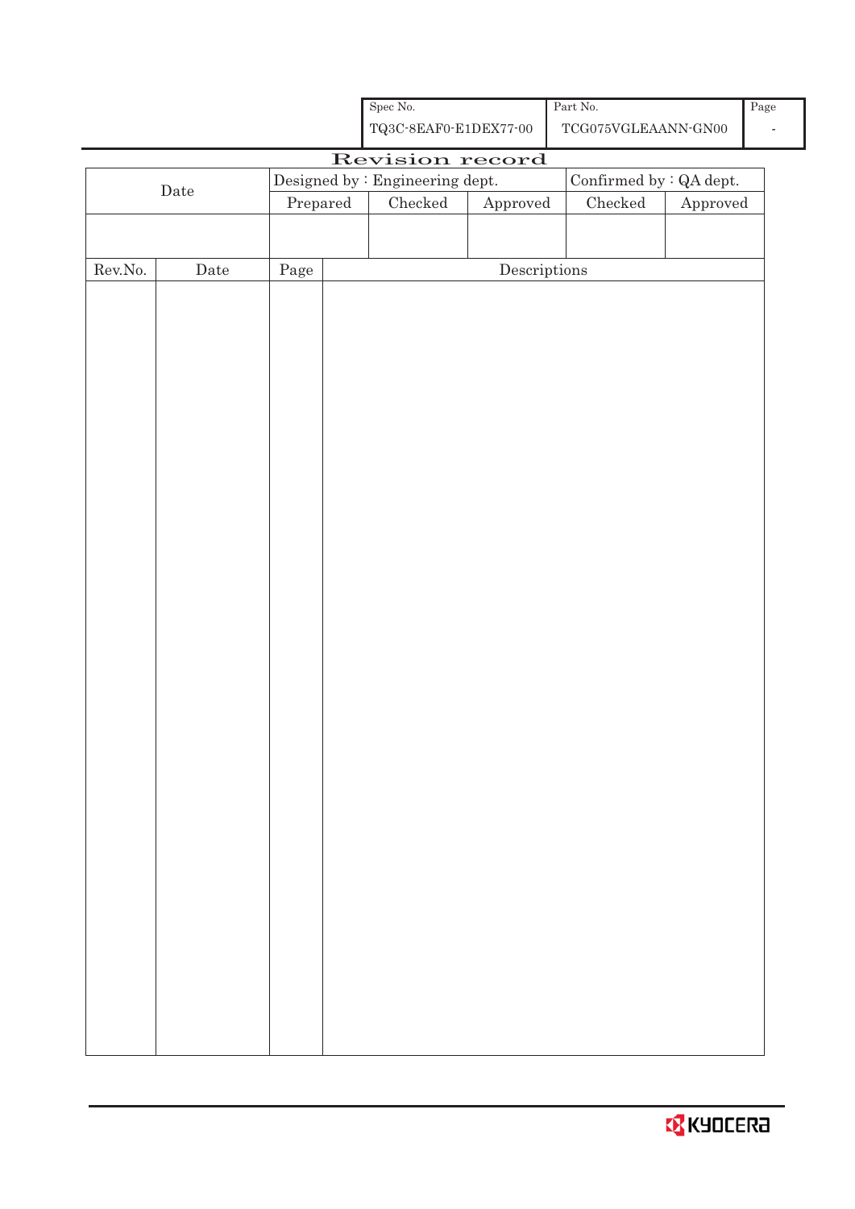| Spec No. | Part No. | Page |
|---|---|---|
| TQ3C-8EAF0-E1DEX77-00 | TCG075VGLEAANN-GN00 | - |

# Revision record

| Date | Designed by : Engineering dept. | | | Confirmed by : QA dept. | |
|---|---|---|---|---|---|
| | Prepared | Checked | Approved | Checked | Approved |
| | | | | | |

| Rev.No. | Date | Page | Descriptions |
|---|---|---|---|
| | | | |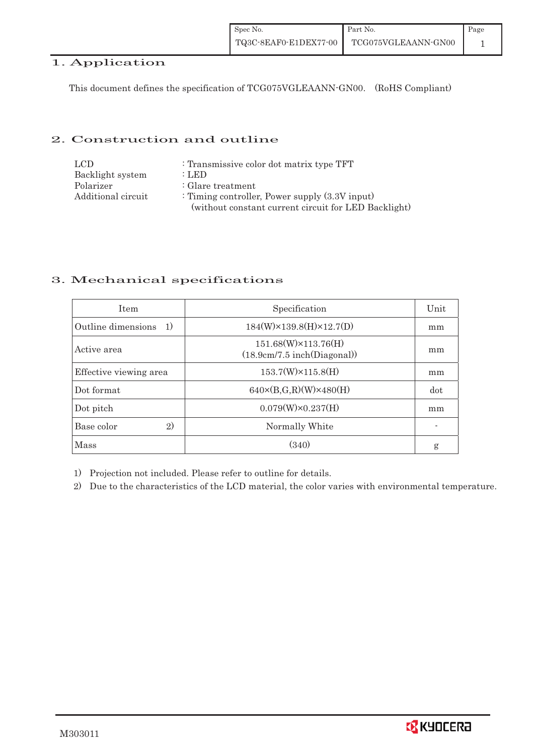## 1. Application

This document defines the specification of TCG075VGLEAANN-GN00. (RoHS Compliant)

## 2. Construction and outline

| | |
|---|---|
| LCD | : Transmissive color dot matrix type TFT |
| Backlight system | : LED |
| Polarizer | : Glare treatment |
| Additional circuit | : Timing controller, Power supply (3.3V input) (without constant current circuit for LED Backlight) |

## 3. Mechanical specifications

| Item | Specification | Unit |
|---|---|---|
| Outline dimensions 1) | 184(W)×139.8(H)×12.7(D) | mm |
| Active area | 151.68(W)×113.76(H) (18.9cm/7.5 inch(Diagonal)) | mm |
| Effective viewing area | 153.7(W)×115.8(H) | mm |
| Dot format | 640×(B,G,R)(W)×480(H) | dot |
| Dot pitch | 0.079(W)×0.237(H) | mm |
| Base color 2) | Normally White | - |
| Mass | (340) | g |

1) Projection not included. Please refer to outline for details.

2) Due to the characteristics of the LCD material, the color varies with environmental temperature.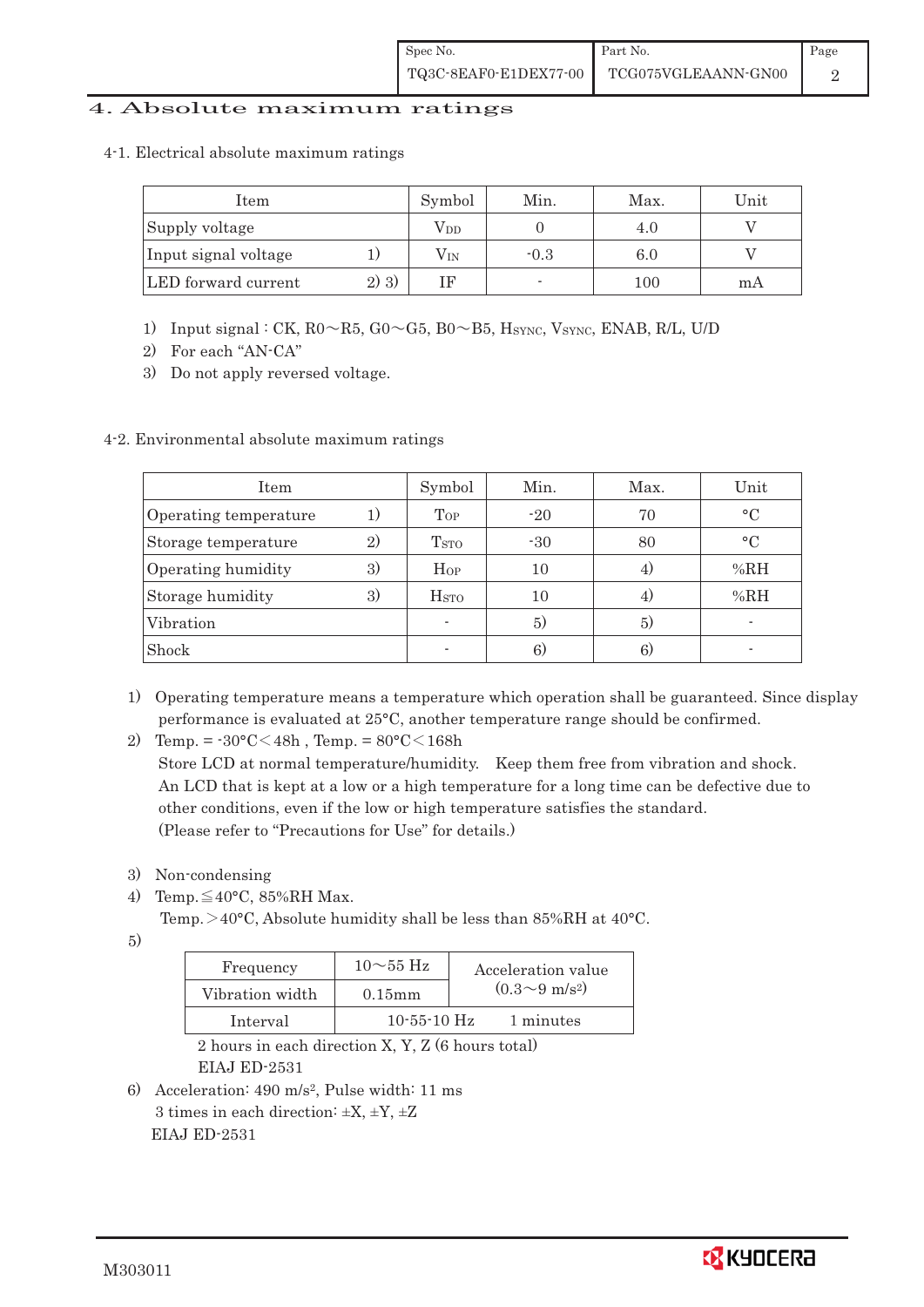# 4. Absolute maximum ratings

## 4-1. Electrical absolute maximum ratings

| Item | | Symbol | Min. | Max. | Unit |
|---|---|---|---|---|---|
| Supply voltage | | $V_{DD}$ | 0 | 4.0 | V |
| Input signal voltage | 1) | $V_{IN}$ | -0.3 | 6.0 | V |
| LED forward current | 2) 3) | IF | - | 100 | mA |

1) Input signal : CK, R0～R5, G0～G5, B0～B5, $H_{SYNC}$, $V_{SYNC}$, ENAB, R/L, U/D
2) For each "AN-CA"
3) Do not apply reversed voltage.

## 4-2. Environmental absolute maximum ratings

| Item | | Symbol | Min. | Max. | Unit |
|---|---|---|---|---|---|
| Operating temperature | 1) | $T_{OP}$ | -20 | 70 | °C |
| Storage temperature | 2) | $T_{STO}$ | -30 | 80 | °C |
| Operating humidity | 3) | $H_{OP}$ | 10 | 4) | %RH |
| Storage humidity | 3) | $H_{STO}$ | 10 | 4) | %RH |
| Vibration | | - | 5) | 5) | - |
| Shock | | - | 6) | 6) | - |

1) Operating temperature means a temperature which operation shall be guaranteed. Since display performance is evaluated at 25°C, another temperature range should be confirmed.
2) Temp. = -30°C＜48h , Temp. = 80°C＜168h
   Store LCD at normal temperature/humidity. Keep them free from vibration and shock.
   An LCD that is kept at a low or a high temperature for a long time can be defective due to other conditions, even if the low or high temperature satisfies the standard.
   (Please refer to "Precautions for Use" for details.)
3) Non-condensing
4) Temp.≦40°C, 85%RH Max.
   Temp.＞40°C, Absolute humidity shall be less than 85%RH at 40°C.
5)

| Frequency | 10～55 Hz | Acceleration value ($0.3$～$9\ m/s^2$) |
|---|---|---|
| Vibration width | 0.15mm | |
| Interval | 10-55-10 Hz | 1 minutes |

   2 hours in each direction X, Y, Z (6 hours total)
   EIAJ ED-2531

6) Acceleration: 490 $m/s^2$, Pulse width: 11 ms
   3 times in each direction: ±X, ±Y, ±Z
   EIAJ ED-2531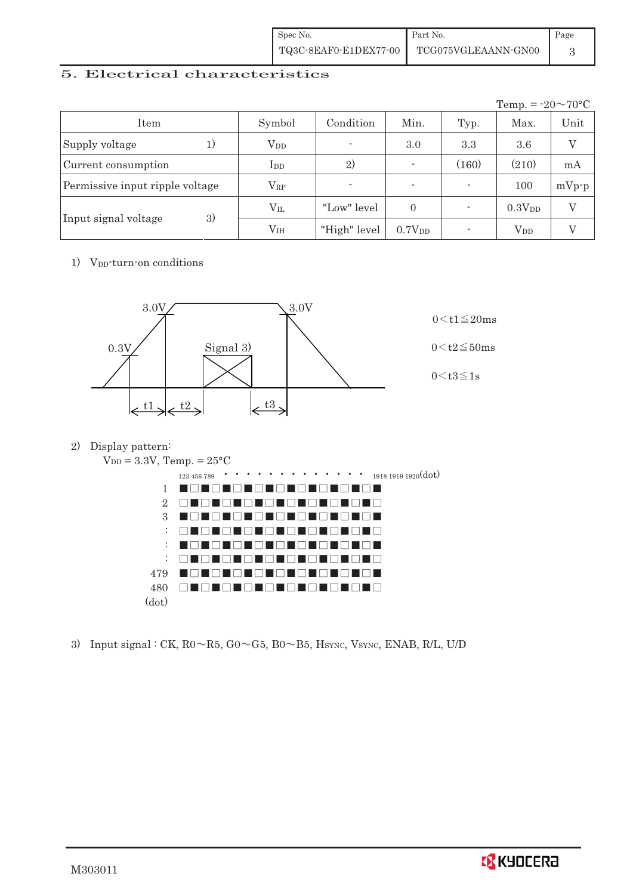## 5. Electrical characteristics

Temp. = -20～70°C

| Item | | Symbol | Condition | Min. | Typ. | Max. | Unit |
|---|---|---|---|---|---|---|---|
| Supply voltage | 1) | $V_{DD}$ | - | 3.0 | 3.3 | 3.6 | V |
| Current consumption | | $I_{DD}$ | 2) | - | (160) | (210) | mA |
| Permissive input ripple voltage | | $V_{RP}$ | - | - | - | 100 | mVp-p |
| Input signal voltage | 3) | $V_{IL}$ | "Low" level | 0 | - | $0.3V_{DD}$ | V |
| | | $V_{IH}$ | "High" level | $0.7V_{DD}$ | - | $V_{DD}$ | V |

1) $V_{DD}$-turn-on conditions

3.0V 3.0V 0.3V Signal 3) t1 t2 t3

$0 < t1 \leqq 20ms$

$0 < t2 \leqq 50ms$

$0 < t3 \leqq 1s$

2) Display pattern:

$V_{DD}$ = 3.3V, Temp. = 25°C

123 456 789 · · · · · · · · · · · · · 1918 1919 1920(dot)

| Line | Pattern |
|---|---|
| 1 | ■□■□■□■□■□■□■□■□■□■ |
| 2 | □■□■□■□■□■□■□■□■□■□ |
| 3 | ■□■□■□■□■□■□■□■□■□■ |
| : | □■□■□■□■□■□■□■□■□■□ |
| : | ■□■□■□■□■□■□■□■□■□■ |
| : | □■□■□■□■□■□■□■□■□■□ |
| 479 | ■□■□■□■□■□■□■□■□■□■ |
| 480 | □■□■□■□■□■□■□■□■□■□ |
| (dot) | |

3) Input signal : CK, R0～R5, G0～G5, B0～B5, $H_{SYNC}$, $V_{SYNC}$, ENAB, R/L, U/D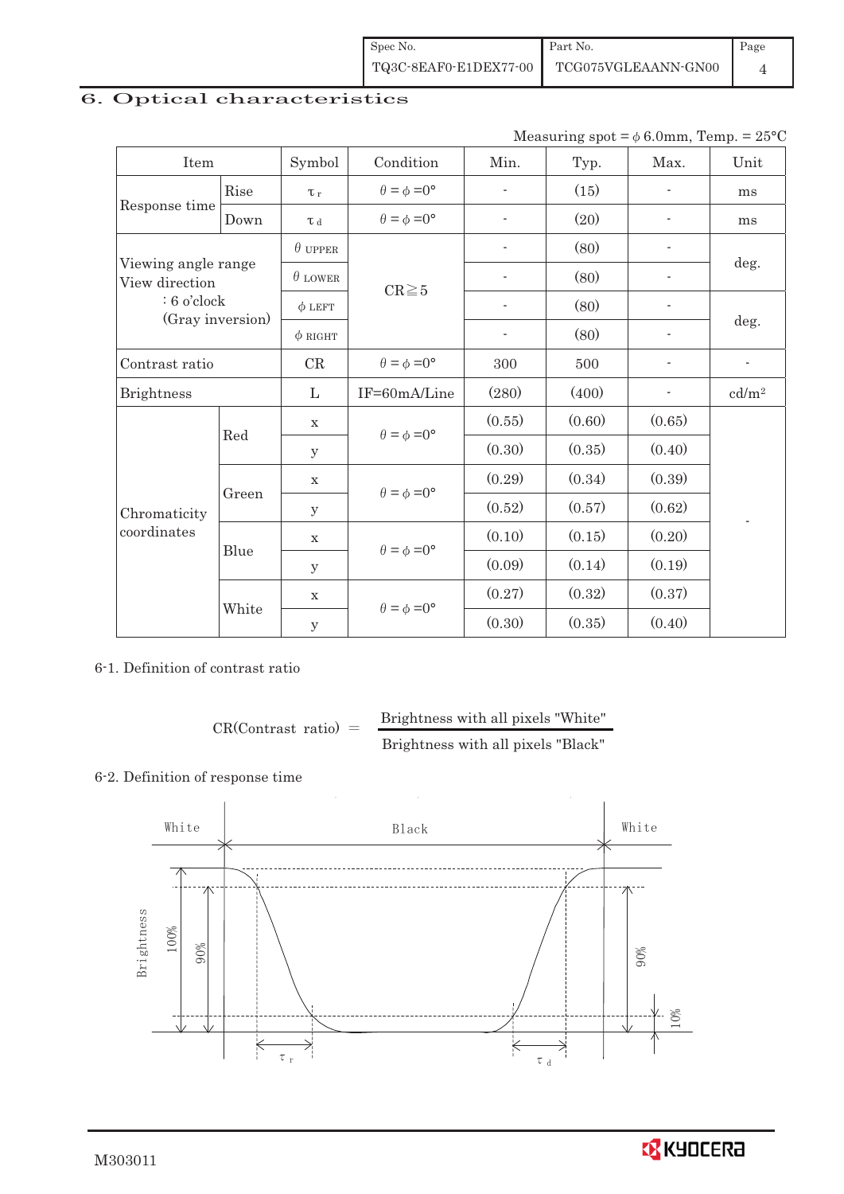## 6. Optical characteristics

Measuring spot = $\phi$ 6.0mm, Temp. = 25°C

| Item | | Symbol | Condition | Min. | Typ. | Max. | Unit |
|---|---|---|---|---|---|---|---|
| Response time | Rise | $\tau_r$ | $\theta = \phi = 0°$ | - | (15) | - | ms |
| | Down | $\tau_d$ | $\theta = \phi = 0°$ | - | (20) | - | ms |
| Viewing angle range View direction : 6 o'clock (Gray inversion) | | $\theta$ UPPER | CR≧5 | - | (80) | - | deg. |
| | | $\theta$ LOWER | | - | (80) | - | |
| | | $\phi$ LEFT | | - | (80) | - | deg. |
| | | $\phi$ RIGHT | | - | (80) | - | |
| Contrast ratio | | CR | $\theta = \phi = 0°$ | 300 | 500 | - | - |
| Brightness | | L | IF=60mA/Line | (280) | (400) | - | cd/m² |
| Chromaticity coordinates | Red | x | $\theta = \phi = 0°$ | (0.55) | (0.60) | (0.65) | - |
| | | y | | (0.30) | (0.35) | (0.40) | |
| | Green | x | $\theta = \phi = 0°$ | (0.29) | (0.34) | (0.39) | |
| | | y | | (0.52) | (0.57) | (0.62) | |
| | Blue | x | $\theta = \phi = 0°$ | (0.10) | (0.15) | (0.20) | |
| | | y | | (0.09) | (0.14) | (0.19) | |
| | White | x | $\theta = \phi = 0°$ | (0.27) | (0.32) | (0.37) | |
| | | y | | (0.30) | (0.35) | (0.40) | |

6-1. Definition of contrast ratio

$$\text{CR(Contrast ratio)} = \frac{\text{Brightness with all pixels "White"}}{\text{Brightness with all pixels "Black"}}$$

6-2. Definition of response time

White — Black — White

Brightness, 100%, 90%, 90%, 10%, $\tau_r$, $\tau_d$

M303011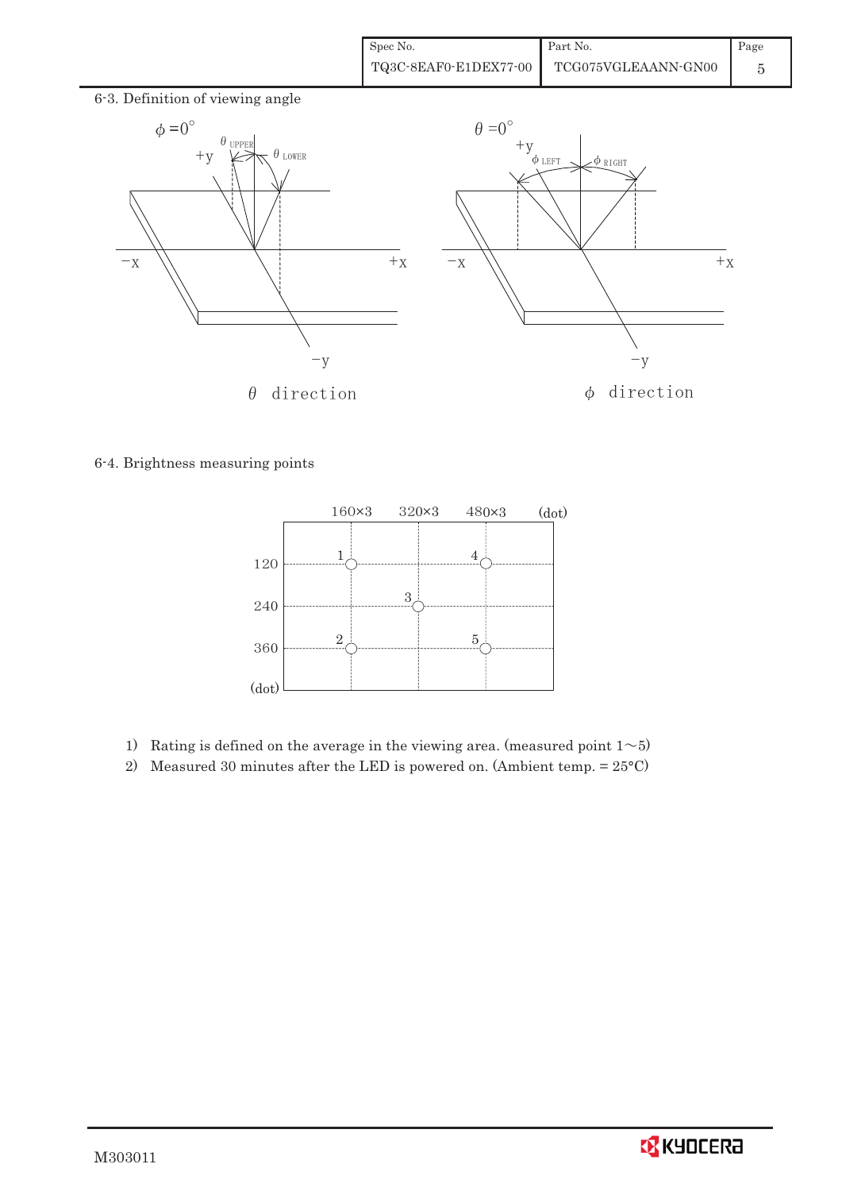6-3. Definition of viewing angle

$\phi = 0°$ — $\theta$ direction ($\theta_{UPPER}$, $\theta_{LOWER}$; +y, −y, −x, +x)

$\theta = 0°$ — $\phi$ direction ($\phi_{LEFT}$, $\phi_{RIGHT}$; +y, −y, −x, +x)

6-4. Brightness measuring points

| (dot) | 160×3 | 320×3 | 480×3 |
|---|---|---|---|
| 120 | 1 | | 4 |
| 240 | | 3 | |
| 360 | 2 | | 5 |

1) Rating is defined on the average in the viewing area. (measured point 1~5)
2) Measured 30 minutes after the LED is powered on. (Ambient temp. = 25°C)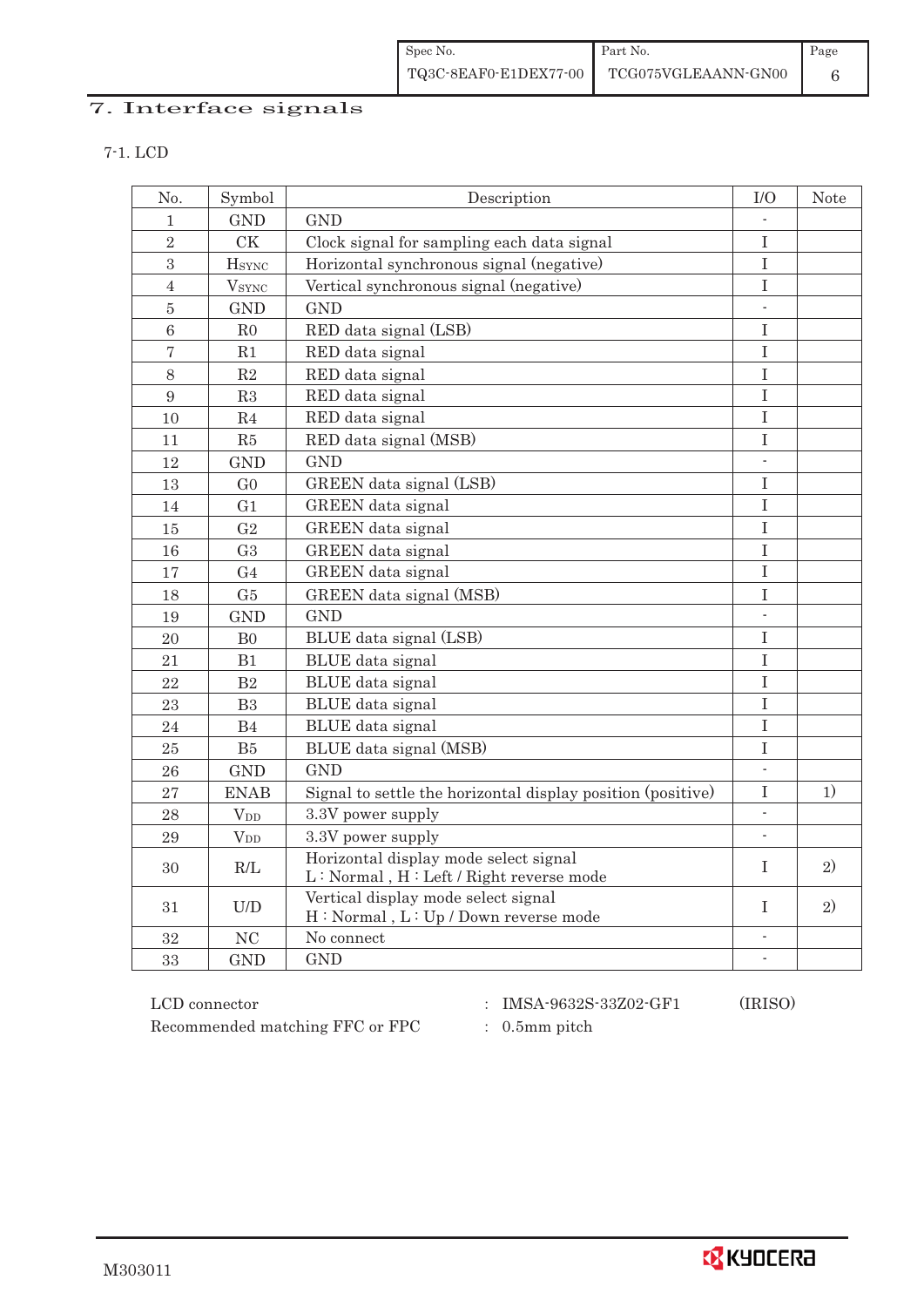# 7. Interface signals

## 7-1. LCD

| No. | Symbol | Description | I/O | Note |
|---|---|---|---|---|
| 1 | GND | GND | - | |
| 2 | CK | Clock signal for sampling each data signal | I | |
| 3 | $H_{SYNC}$ | Horizontal synchronous signal (negative) | I | |
| 4 | $V_{SYNC}$ | Vertical synchronous signal (negative) | I | |
| 5 | GND | GND | - | |
| 6 | R0 | RED data signal (LSB) | I | |
| 7 | R1 | RED data signal | I | |
| 8 | R2 | RED data signal | I | |
| 9 | R3 | RED data signal | I | |
| 10 | R4 | RED data signal | I | |
| 11 | R5 | RED data signal (MSB) | I | |
| 12 | GND | GND | - | |
| 13 | G0 | GREEN data signal (LSB) | I | |
| 14 | G1 | GREEN data signal | I | |
| 15 | G2 | GREEN data signal | I | |
| 16 | G3 | GREEN data signal | I | |
| 17 | G4 | GREEN data signal | I | |
| 18 | G5 | GREEN data signal (MSB) | I | |
| 19 | GND | GND | - | |
| 20 | B0 | BLUE data signal (LSB) | I | |
| 21 | B1 | BLUE data signal | I | |
| 22 | B2 | BLUE data signal | I | |
| 23 | B3 | BLUE data signal | I | |
| 24 | B4 | BLUE data signal | I | |
| 25 | B5 | BLUE data signal (MSB) | I | |
| 26 | GND | GND | - | |
| 27 | ENAB | Signal to settle the horizontal display position (positive) | I | 1) |
| 28 | $V_{DD}$ | 3.3V power supply | - | |
| 29 | $V_{DD}$ | 3.3V power supply | - | |
| 30 | R/L | Horizontal display mode select signal<br>L : Normal , H : Left / Right reverse mode | I | 2) |
| 31 | U/D | Vertical display mode select signal<br>H : Normal , L : Up / Down reverse mode | I | 2) |
| 32 | NC | No connect | - | |
| 33 | GND | GND | - | |

LCD connector : IMSA-9632S-33Z02-GF1 (IRISO)

Recommended matching FFC or FPC : 0.5mm pitch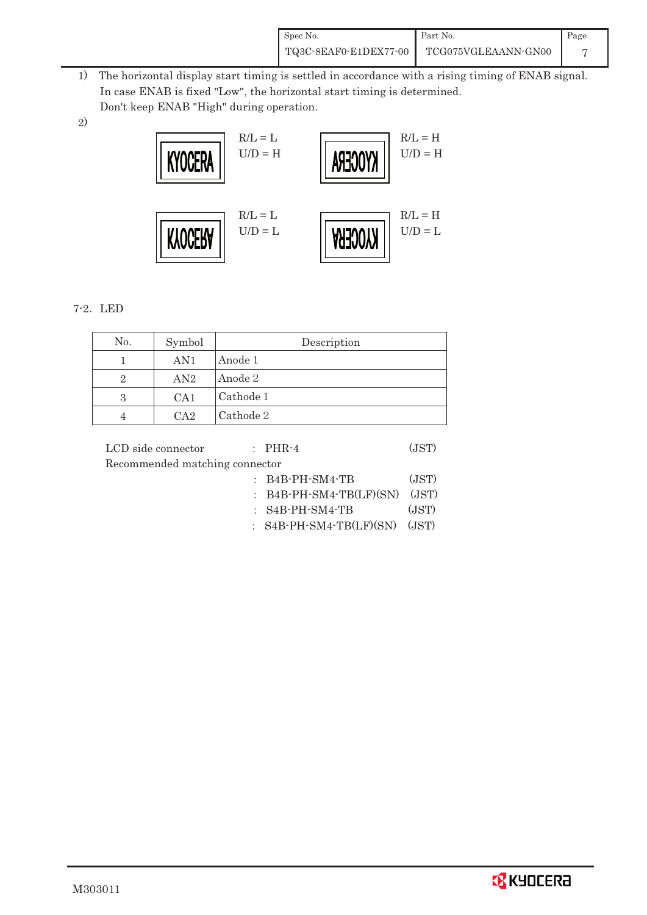1) The horizontal display start timing is settled in accordance with a rising timing of ENAB signal. In case ENAB is fixed "Low", the horizontal start timing is determined. Don't keep ENAB "High" during operation.

2)

R/L = L
U/D = H

R/L = H
U/D = H

R/L = L
U/D = L

R/L = H
U/D = L

7-2. LED

| No. | Symbol | Description |
|---|---|---|
| 1 | AN1 | Anode 1 |
| 2 | AN2 | Anode 2 |
| 3 | CA1 | Cathode 1 |
| 4 | CA2 | Cathode 2 |

LCD side connector : PHR-4 (JST)

Recommended matching connector

: B4B-PH-SM4-TB (JST)

: B4B-PH-SM4-TB(LF)(SN) (JST)

: S4B-PH-SM4-TB (JST)

: S4B-PH-SM4-TB(LF)(SN) (JST)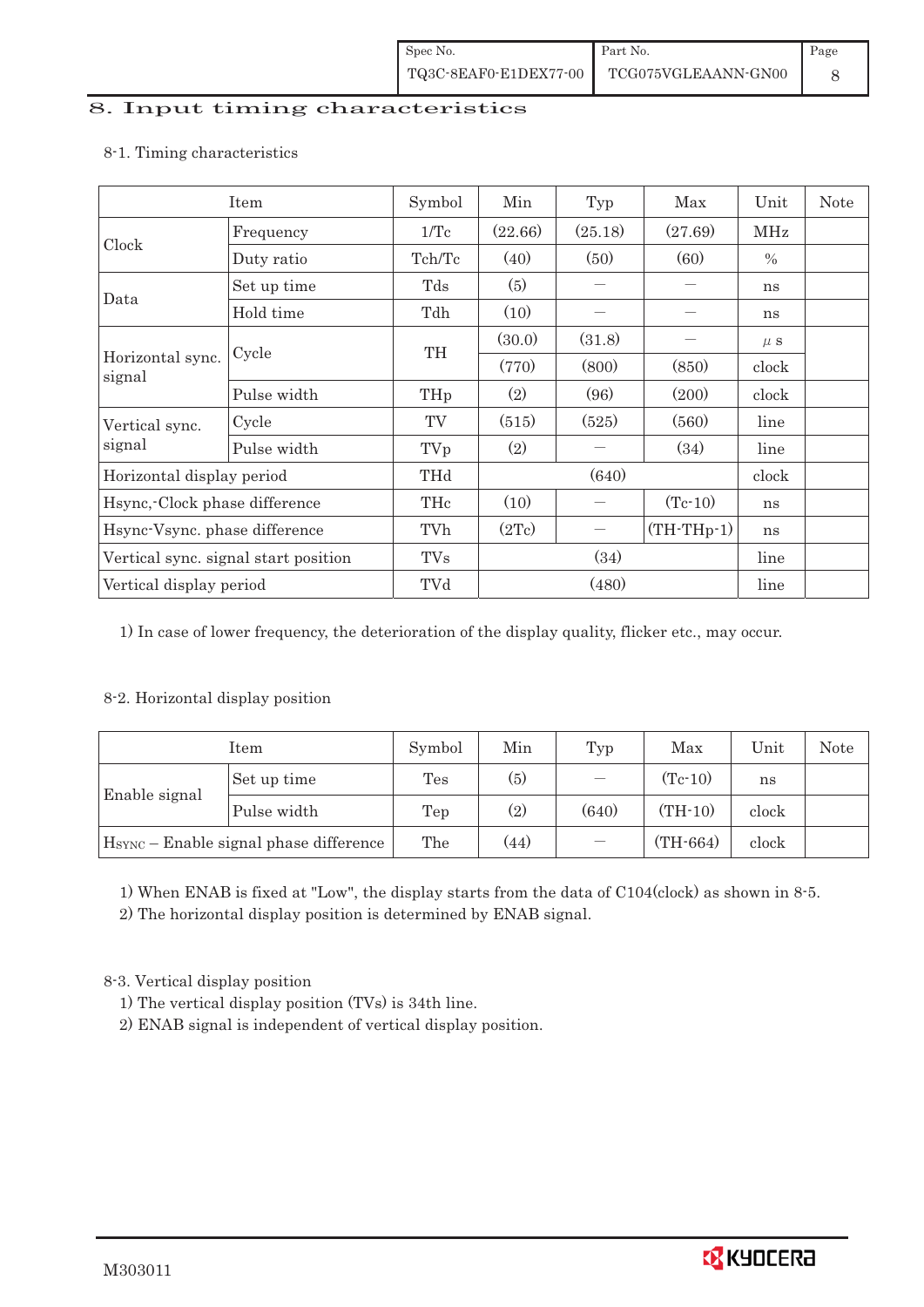# 8. Input timing characteristics

## 8-1. Timing characteristics

| Item | | Symbol | Min | Typ | Max | Unit | Note |
|---|---|---|---|---|---|---|---|
| Clock | Frequency | 1/Tc | (22.66) | (25.18) | (27.69) | MHz | |
| | Duty ratio | Tch/Tc | (40) | (50) | (60) | % | |
| Data | Set up time | Tds | (5) | — | — | ns | |
| | Hold time | Tdh | (10) | — | — | ns | |
| Horizontal sync. signal | Cycle | TH | (30.0) | (31.8) | — | μs | |
| | | | (770) | (800) | (850) | clock | |
| | Pulse width | THp | (2) | (96) | (200) | clock | |
| Vertical sync. signal | Cycle | TV | (515) | (525) | (560) | line | |
| | Pulse width | TVp | (2) | — | (34) | line | |
| Horizontal display period | | THd | | (640) | | clock | |
| Hsync,-Clock phase difference | | THc | (10) | — | (Tc-10) | ns | |
| Hsync-Vsync. phase difference | | TVh | (2Tc) | — | (TH-THp-1) | ns | |
| Vertical sync. signal start position | | TVs | | (34) | | line | |
| Vertical display period | | TVd | | (480) | | line | |

1) In case of lower frequency, the deterioration of the display quality, flicker etc., may occur.

## 8-2. Horizontal display position

| Item | | Symbol | Min | Typ | Max | Unit | Note |
|---|---|---|---|---|---|---|---|
| Enable signal | Set up time | Tes | (5) | — | (Tc-10) | ns | |
| | Pulse width | Tep | (2) | (640) | (TH-10) | clock | |
| $H_{SYNC}$ – Enable signal phase difference | | The | (44) | — | (TH-664) | clock | |

1) When ENAB is fixed at "Low", the display starts from the data of C104(clock) as shown in 8-5.
2) The horizontal display position is determined by ENAB signal.

## 8-3. Vertical display position

1) The vertical display position (TVs) is 34th line.
2) ENAB signal is independent of vertical display position.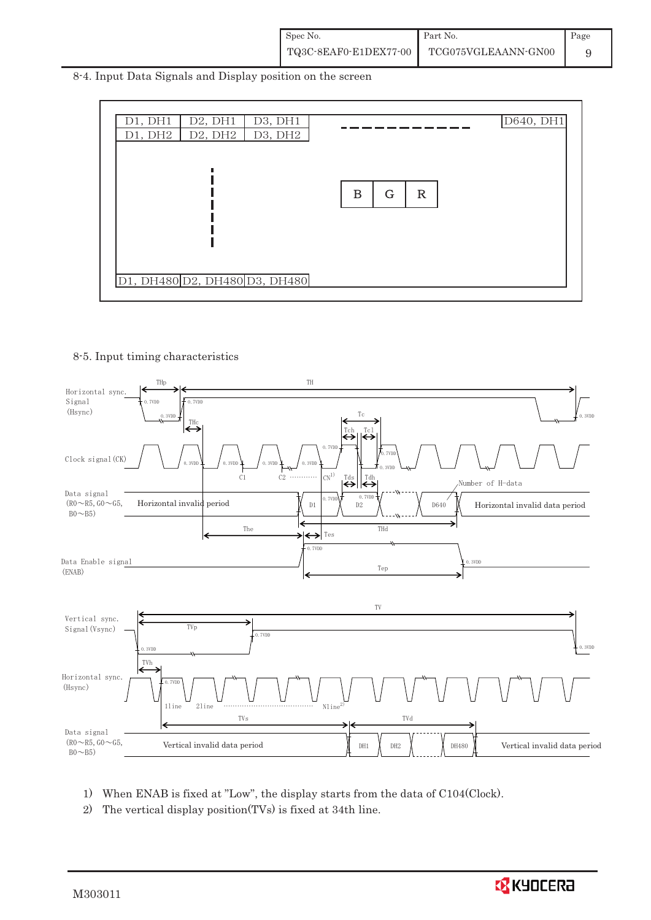## 8-4. Input Data Signals and Display position on the screen

| D1, DH1 | D2, DH1 | D3, DH1 | - - - - - - - - - - | D640, DH1 |
|---|---|---|---|---|
| D1, DH2 | D2, DH2 | D3, DH2 | | |
| ⋮ | | | B G R | |
| D1, DH480 | D2, DH480 | D3, DH480 | | |

## 8-5. Input timing characteristics

Horizontal sync. Signal (Hsync) — THp, TH, THc, 0.7VDD, 0.3VDD

Clock signal (CK) — Tc, Tch, Tcl, C1, C2 ………… CN[1), 0.7VDD, 0.3VDD

Data signal (R0～R5, G0～G5, B0～B5) — Horizontal invalid period, D1, D2, D640, Horizontal invalid data period, Tds, Tdh, Number of H-data, The, THd, Tes

Data Enable signal (ENAB) — Tep, 0.7VDD, 0.3VDD

Vertical sync. Signal (Vsync) — TV, TVp, 0.7VDD, 0.3VDD

Horizontal sync. (Hsync) — TVh, 1line, 2line ………… Nline[2)

Data signal (R0～R5, G0～G5, B0～B5) — TVs, TVd, Vertical invalid data period, DH1, DH2, DH480, Vertical invalid data period

1) When ENAB is fixed at "Low", the display starts from the data of C104(Clock).
2) The vertical display position(TVs) is fixed at 34th line.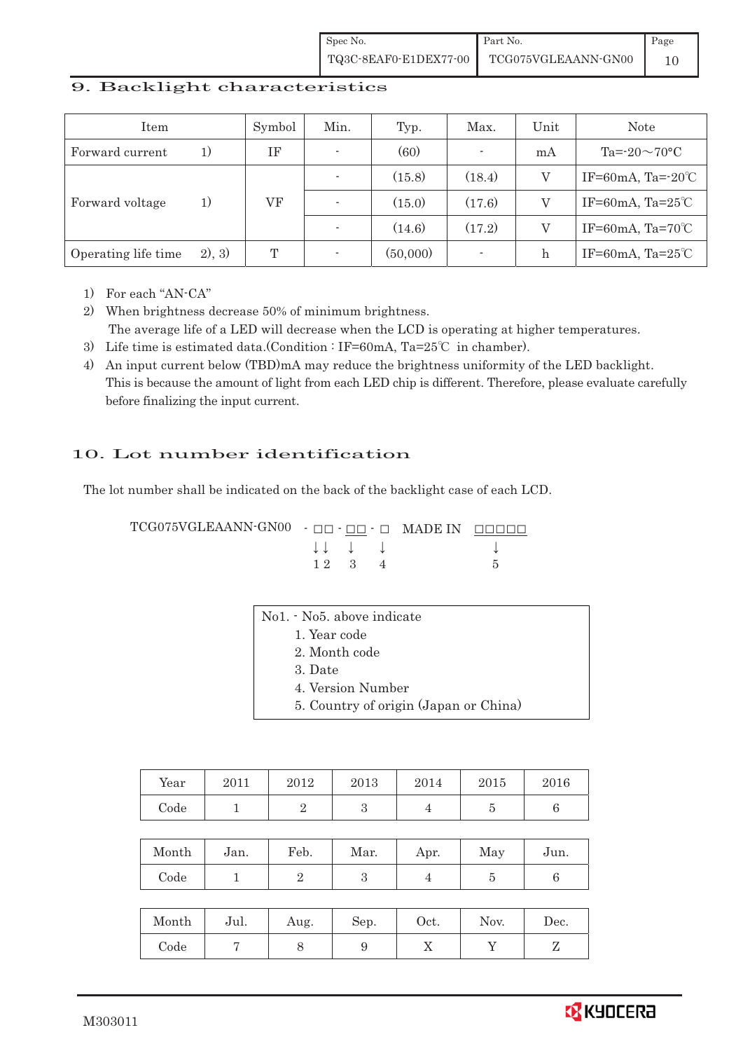## 9. Backlight characteristics

| Item | | Symbol | Min. | Typ. | Max. | Unit | Note |
|---|---|---|---|---|---|---|---|
| Forward current | 1) | IF | - | (60) | - | mA | Ta=-20～70°C |
| Forward voltage | 1) | VF | - | (15.8) | (18.4) | V | IF=60mA, Ta=-20℃ |
| | | | - | (15.0) | (17.6) | V | IF=60mA, Ta=25℃ |
| | | | - | (14.6) | (17.2) | V | IF=60mA, Ta=70℃ |
| Operating life time | 2), 3) | T | - | (50,000) | - | h | IF=60mA, Ta=25℃ |

1) For each "AN-CA"
2) When brightness decrease 50% of minimum brightness.
   The average life of a LED will decrease when the LCD is operating at higher temperatures.
3) Life time is estimated data.(Condition : IF=60mA, Ta=25℃ in chamber).
4) An input current below (TBD)mA may reduce the brightness uniformity of the LED backlight.
   This is because the amount of light from each LED chip is different. Therefore, please evaluate carefully before finalizing the input current.

## 10. Lot number identification

The lot number shall be indicated on the back of the backlight case of each LCD.

```
TCG075VGLEAANN-GN00  - □□ - □□ - □  MADE IN  □□□□□
                       ↓↓    ↓    ↓              ↓
                       1 2   3    4              5
```

No1. - No5. above indicate
1. Year code
2. Month code
3. Date
4. Version Number
5. Country of origin (Japan or China)

| Year | 2011 | 2012 | 2013 | 2014 | 2015 | 2016 |
|---|---|---|---|---|---|---|
| Code | 1 | 2 | 3 | 4 | 5 | 6 |

| Month | Jan. | Feb. | Mar. | Apr. | May | Jun. |
|---|---|---|---|---|---|---|
| Code | 1 | 2 | 3 | 4 | 5 | 6 |

| Month | Jul. | Aug. | Sep. | Oct. | Nov. | Dec. |
|---|---|---|---|---|---|---|
| Code | 7 | 8 | 9 | X | Y | Z |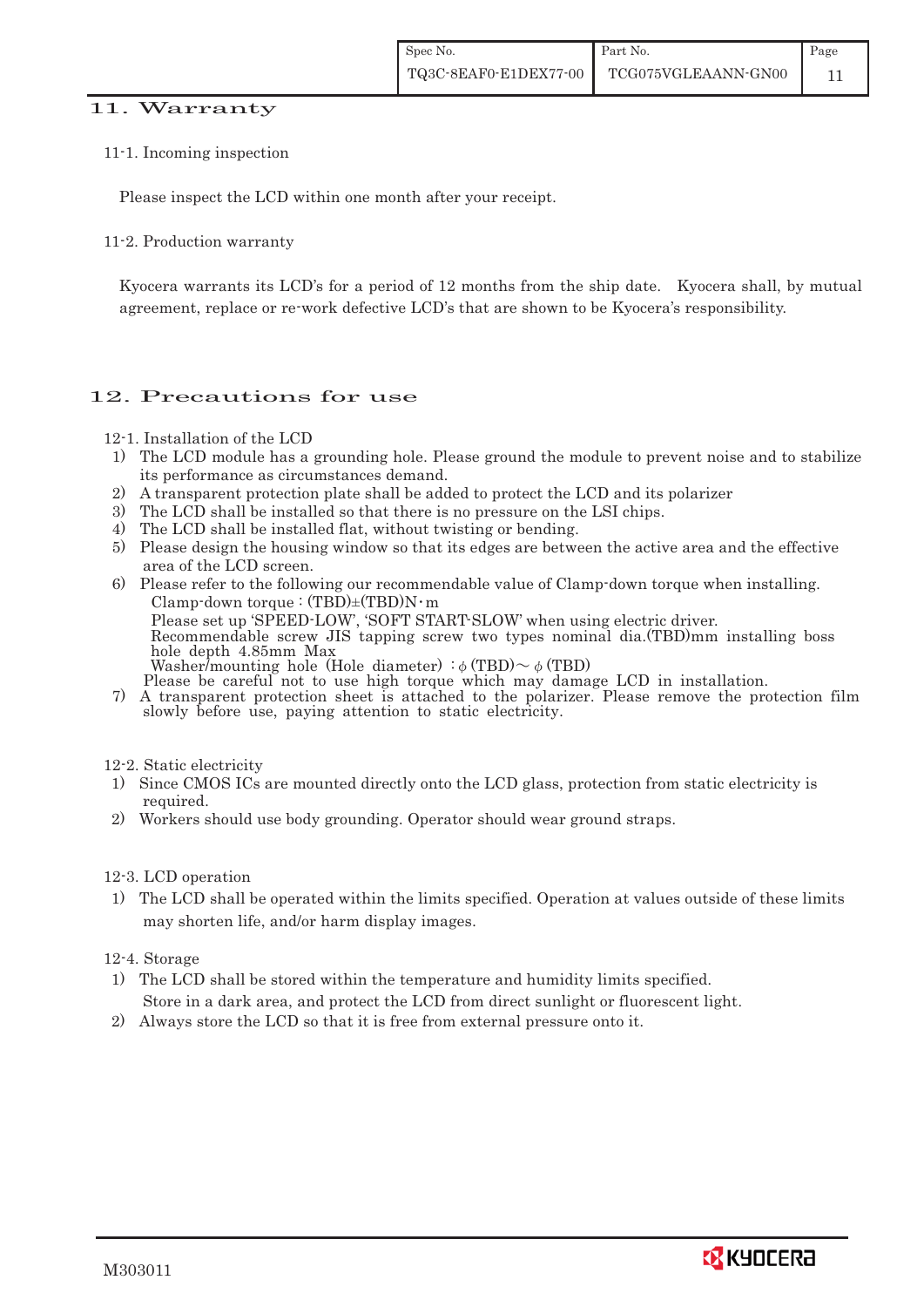## 11. Warranty

### 11-1. Incoming inspection

Please inspect the LCD within one month after your receipt.

### 11-2. Production warranty

Kyocera warrants its LCD's for a period of 12 months from the ship date. Kyocera shall, by mutual agreement, replace or re-work defective LCD's that are shown to be Kyocera's responsibility.

## 12. Precautions for use

### 12-1. Installation of the LCD

1) The LCD module has a grounding hole. Please ground the module to prevent noise and to stabilize its performance as circumstances demand.
2) A transparent protection plate shall be added to protect the LCD and its polarizer
3) The LCD shall be installed so that there is no pressure on the LSI chips.
4) The LCD shall be installed flat, without twisting or bending.
5) Please design the housing window so that its edges are between the active area and the effective area of the LCD screen.
6) Please refer to the following our recommendable value of Clamp-down torque when installing.
   Clamp-down torque : (TBD)±(TBD)N・m
   Please set up 'SPEED-LOW', 'SOFT START-SLOW' when using electric driver.
   Recommendable screw JIS tapping screw two types nominal dia.(TBD)mm installing boss hole depth 4.85mm Max
   Washer/mounting hole (Hole diameter) : $\phi$ (TBD)～ $\phi$ (TBD)
   Please be careful not to use high torque which may damage LCD in installation.
7) A transparent protection sheet is attached to the polarizer. Please remove the protection film slowly before use, paying attention to static electricity.

### 12-2. Static electricity

1) Since CMOS ICs are mounted directly onto the LCD glass, protection from static electricity is required.
2) Workers should use body grounding. Operator should wear ground straps.

### 12-3. LCD operation

1) The LCD shall be operated within the limits specified. Operation at values outside of these limits may shorten life, and/or harm display images.

### 12-4. Storage

1) The LCD shall be stored within the temperature and humidity limits specified.
   Store in a dark area, and protect the LCD from direct sunlight or fluorescent light.
2) Always store the LCD so that it is free from external pressure onto it.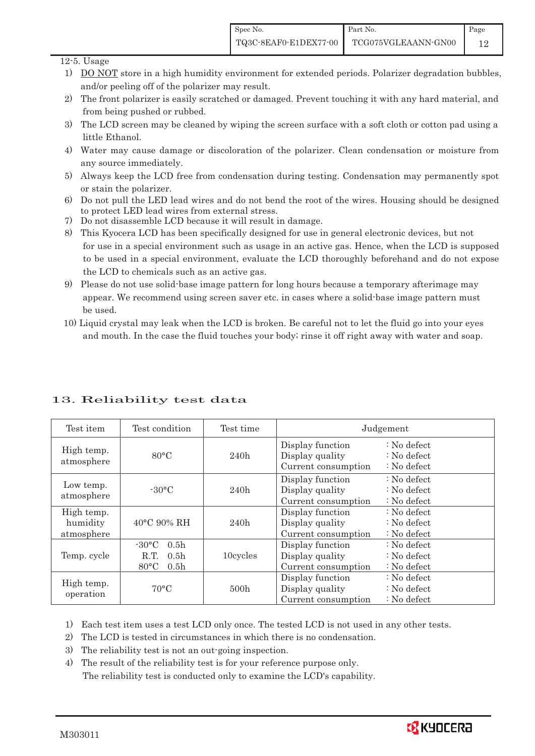12-5. Usage

1) <u>DO NOT</u> store in a high humidity environment for extended periods. Polarizer degradation bubbles, and/or peeling off of the polarizer may result.
2) The front polarizer is easily scratched or damaged. Prevent touching it with any hard material, and from being pushed or rubbed.
3) The LCD screen may be cleaned by wiping the screen surface with a soft cloth or cotton pad using a little Ethanol.
4) Water may cause damage or discoloration of the polarizer. Clean condensation or moisture from any source immediately.
5) Always keep the LCD free from condensation during testing. Condensation may permanently spot or stain the polarizer.
6) Do not pull the LED lead wires and do not bend the root of the wires. Housing should be designed to protect LED lead wires from external stress.
7) Do not disassemble LCD because it will result in damage.
8) This Kyocera LCD has been specifically designed for use in general electronic devices, but not for use in a special environment such as usage in an active gas. Hence, when the LCD is supposed to be used in a special environment, evaluate the LCD thoroughly beforehand and do not expose the LCD to chemicals such as an active gas.
9) Please do not use solid-base image pattern for long hours because a temporary afterimage may appear. We recommend using screen saver etc. in cases where a solid-base image pattern must be used.
10) Liquid crystal may leak when the LCD is broken. Be careful not to let the fluid go into your eyes and mouth. In the case the fluid touches your body; rinse it off right away with water and soap.

# 13. Reliability test data

| Test item | Test condition | Test time | Judgement |
|---|---|---|---|
| High temp. atmosphere | 80°C | 240h | Display function : No defect<br>Display quality : No defect<br>Current consumption : No defect |
| Low temp. atmosphere | -30°C | 240h | Display function : No defect<br>Display quality : No defect<br>Current consumption : No defect |
| High temp. humidity atmosphere | 40°C 90% RH | 240h | Display function : No defect<br>Display quality : No defect<br>Current consumption : No defect |
| Temp. cycle | -30°C 0.5h<br>R.T. 0.5h<br>80°C 0.5h | 10cycles | Display function : No defect<br>Display quality : No defect<br>Current consumption : No defect |
| High temp. operation | 70°C | 500h | Display function : No defect<br>Display quality : No defect<br>Current consumption : No defect |

1) Each test item uses a test LCD only once. The tested LCD is not used in any other tests.
2) The LCD is tested in circumstances in which there is no condensation.
3) The reliability test is not an out-going inspection.
4) The result of the reliability test is for your reference purpose only.
   The reliability test is conducted only to examine the LCD's capability.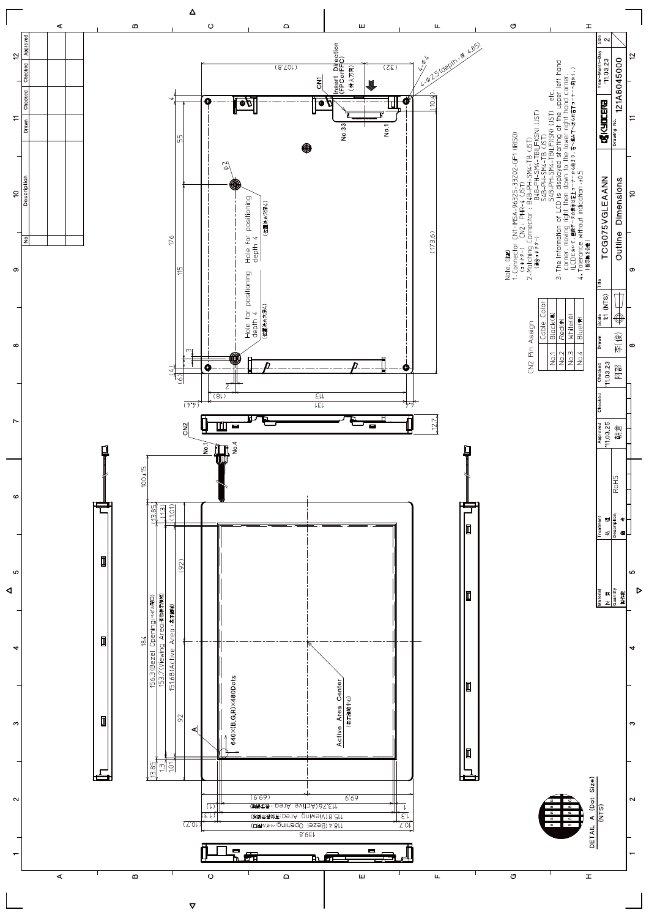Note.

1. Connector CN1: IMSA-9632S-33Z02-GF1 (IRISO)
   CN2: PHR-4 (JST)
2. Matching Connector: B4B-PH-SM4-TB (JST)
   B4B-PH-SM4-TB(LF)(SN) (JST)
   S4B-PH-SM4-TB (JST)
   S4B-PH-SM4-TB(LF)(SN) (JST) etc.
3. The information of LCD is displayed starting at the upper left hand corner, moving right then down to the lower right hand corner.
4. Tolerance without indication: ±0.5

CN2 Pin Assign

| | Cable Color |
|---|---|
| No.1 | Black |
| No.2 | Red |
| No.3 | White |
| No.4 | Blue |

DETAIL A (Dot Size) (NTS)

| Title | TCG075VGLEAANN Outline Dimensions |
|---|---|
| Drawing No. | 121A8045000 |
| Scale | 1:1 (NTS) |
| Size | 2 |
| Year-Month-Day | '11.03.23 |
| Approved | '11.03.25 |
| Checked | '11.03.23 |
| Treatment | RoHS |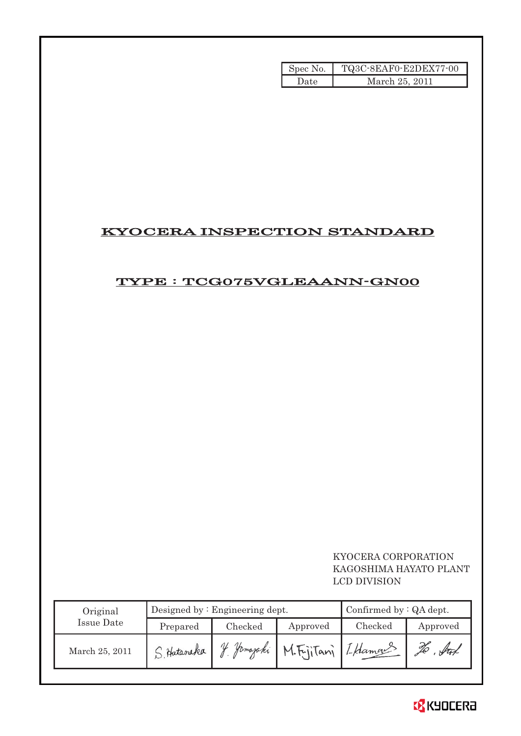| Spec No. | TQ3C-8EAF0-E2DEX77-00 |
|---|---|
| Date | March 25, 2011 |

# KYOCERA INSPECTION STANDARD

## TYPE : TCG075VGLEAANN-GN00

KYOCERA CORPORATION
KAGOSHIMA HAYATO PLANT
LCD DIVISION

| Original Issue Date | Designed by : Engineering dept. | | | Confirmed by : QA dept. | |
|---|---|---|---|---|---|
| | Prepared | Checked | Approved | Checked | Approved |
| March 25, 2011 | S. Hatanaka | Y. Yamazaki | M. Fujitani | I. Hamano | |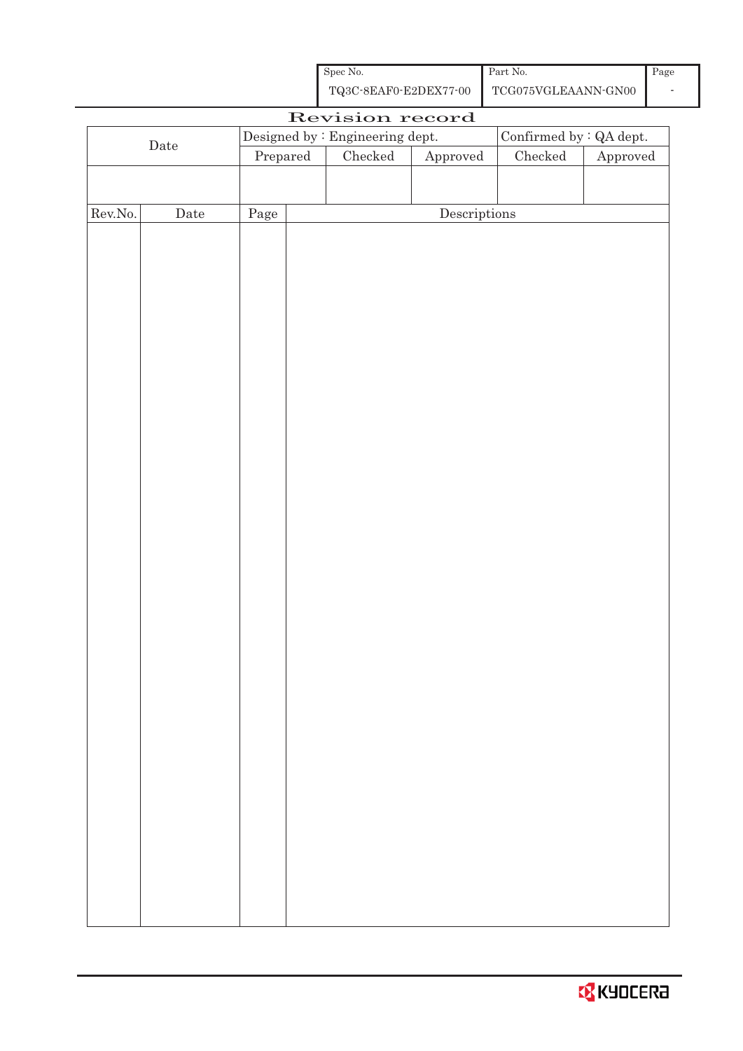| Spec No. | Part No. | Page |
|---|---|---|
| TQ3C-8EAF0-E2DEX77-00 | TCG075VGLEAANN-GN00 | - |

# Revision record

| Date | Designed by : Engineering dept. | | | Confirmed by : QA dept. | |
|---|---|---|---|---|---|
| | Prepared | Checked | Approved | Checked | Approved |
| | | | | | |

| Rev.No. | Date | Page | Descriptions |
|---|---|---|---|
| | | | |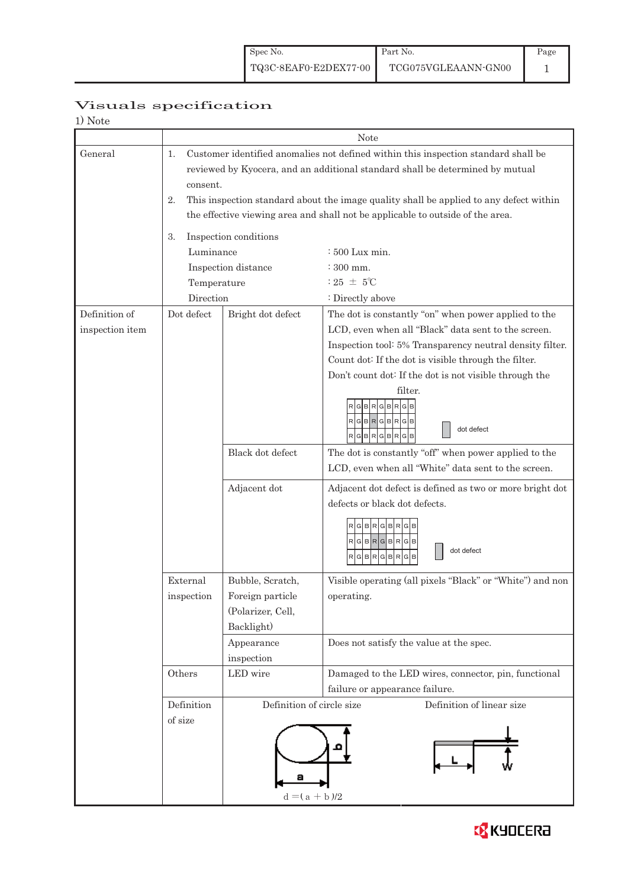## Visuals specification

1) Note

| | | | Note |
|---|---|---|---|
| General | 1. Customer identified anomalies not defined within this inspection standard shall be reviewed by Kyocera, and an additional standard shall be determined by mutual consent.<br>2. This inspection standard about the image quality shall be applied to any defect within the effective viewing area and shall not be applicable to outside of the area.<br>3. Inspection conditions<br>Luminance : 500 Lux min.<br>Inspection distance : 300 mm.<br>Temperature : 25 ± 5℃<br>Direction : Directly above | | |
| Definition of inspection item | Dot defect | Bright dot defect | The dot is constantly "on" when power applied to the LCD, even when all "Black" data sent to the screen.<br>Inspection tool: 5% Transparency neutral density filter.<br>Count dot: If the dot is visible through the filter.<br>Don't count dot: If the dot is not visible through the filter.<br>R G B R G B R G B / R G B R G B R G B / R G B R G B R G B — dot defect |
| | | Black dot defect | The dot is constantly "off" when power applied to the LCD, even when all "White" data sent to the screen. |
| | | Adjacent dot | Adjacent dot defect is defined as two or more bright dot defects or black dot defects.<br>R G B R G B R G B / R G B R G B R G B / R G B R G B R G B — dot defect |
| | External inspection | Bubble, Scratch, Foreign particle (Polarizer, Cell, Backlight) | Visible operating (all pixels "Black" or "White") and non operating. |
| | | Appearance inspection | Does not satisfy the value at the spec. |
| | Others | LED wire | Damaged to the LED wires, connector, pin, functional failure or appearance failure. |
| | Definition of size | Definition of circle size<br>$d = (a + b)/2$ | Definition of linear size<br>L, W |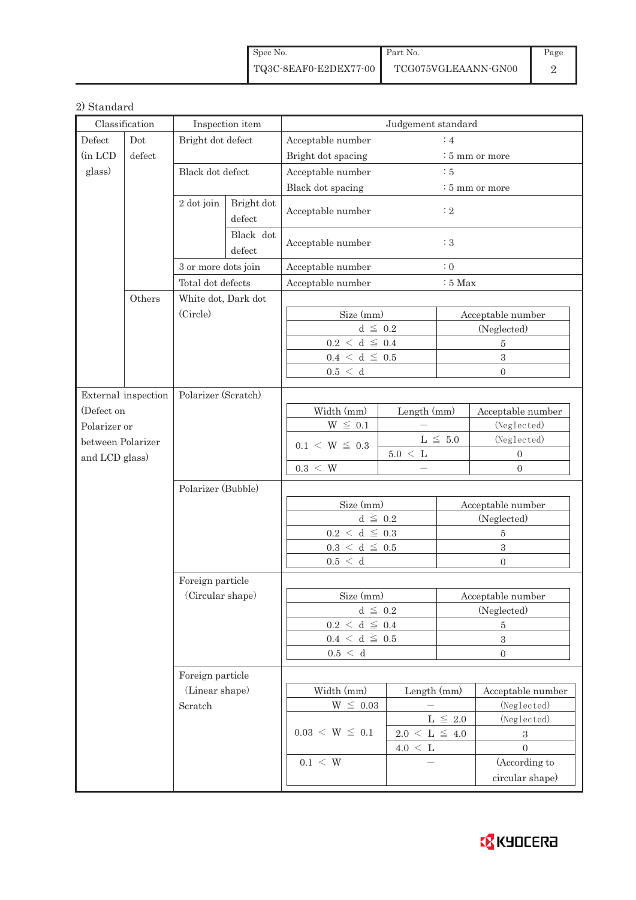2) Standard

| Classification | | Inspection item | | Judgement standard |
|---|---|---|---|---|
| Defect (in LCD glass) | Dot defect | Bright dot defect | | Acceptable number : 4<br>Bright dot spacing : 5 mm or more |
| | | Black dot defect | | Acceptable number : 5<br>Black dot spacing : 5 mm or more |
| | | 2 dot join | Bright dot defect | Acceptable number : 2 |
| | | | Black dot defect | Acceptable number : 3 |
| | | 3 or more dots join | | Acceptable number : 0 |
| | | Total dot defects | | Acceptable number : 5 Max |
| | Others | White dot, Dark dot (Circle) | | (see table below) |
| External inspection (Defect on Polarizer or between Polarizer and LCD glass) | | Polarizer (Scratch) | | (see table below) |
| | | Polarizer (Bubble) | | (see table below) |
| | | Foreign particle (Circular shape) | | (see table below) |
| | | Foreign particle (Linear shape) Scratch | | (see table below) |

White dot, Dark dot (Circle)

| Size (mm) | Acceptable number |
|---|---|
| d ≦ 0.2 | (Neglected) |
| 0.2 ＜ d ≦ 0.4 | 5 |
| 0.4 ＜ d ≦ 0.5 | 3 |
| 0.5 ＜ d | 0 |

Polarizer (Scratch)

| Width (mm) | Length (mm) | Acceptable number |
|---|---|---|
| W ≦ 0.1 | — | (Neglected) |
| 0.1 ＜ W ≦ 0.3 | L ≦ 5.0 | (Neglected) |
| | 5.0 ＜ L | 0 |
| 0.3 ＜ W | — | 0 |

Polarizer (Bubble)

| Size (mm) | Acceptable number |
|---|---|
| d ≦ 0.2 | (Neglected) |
| 0.2 ＜ d ≦ 0.3 | 5 |
| 0.3 ＜ d ≦ 0.5 | 3 |
| 0.5 ＜ d | 0 |

Foreign particle (Circular shape)

| Size (mm) | Acceptable number |
|---|---|
| d ≦ 0.2 | (Neglected) |
| 0.2 ＜ d ≦ 0.4 | 5 |
| 0.4 ＜ d ≦ 0.5 | 3 |
| 0.5 ＜ d | 0 |

Foreign particle (Linear shape) Scratch

| Width (mm) | Length (mm) | Acceptable number |
|---|---|---|
| W ≦ 0.03 | — | (Neglected) |
| 0.03 ＜ W ≦ 0.1 | L ≦ 2.0 | (Neglected) |
| | 2.0 ＜ L ≦ 4.0 | 3 |
| | 4.0 ＜ L | 0 |
| 0.1 ＜ W | — | (According to circular shape) |